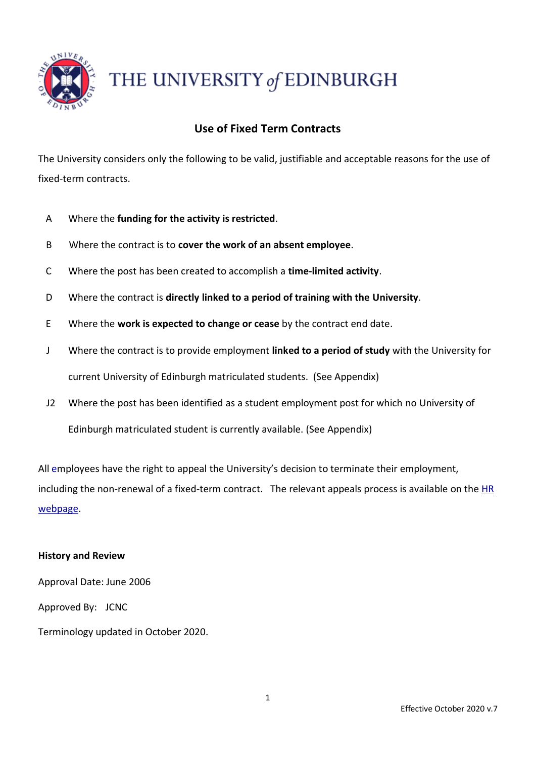THE UNIVERSITY of EDINBURGH

# Use of Fixed Term Contracts

The University considers only the following to be valid, justifiable and acceptable reasons for the use of fixed-term contracts.

A Where the **funding for the activity is restricted**.

B Where the contract is to **cover the work of an absent employee**.

C Where the post has been created to accomplish a **time-limited activity**.

D Where the contract is **directly linked to a period of training with the University**.

E Where the **work is expected to change or cease** by the contract end date.

J Where the contract is to provide employment **linked to a period of study** with the University for current University of Edinburgh matriculated students. (See Appendix)

J2 Where the post has been identified as a student employment post for which no University of Edinburgh matriculated student is currently available. (See Appendix)

All employees have the right to appeal the University's decision to terminate their employment, including the non-renewal of a fixed-term contract. The relevant appeals process is available on the HR webpage.

**History and Review**

Approval Date: June 2006

Approved By: JCNC

Terminology updated in October 2020.

Effective October 2020 v.7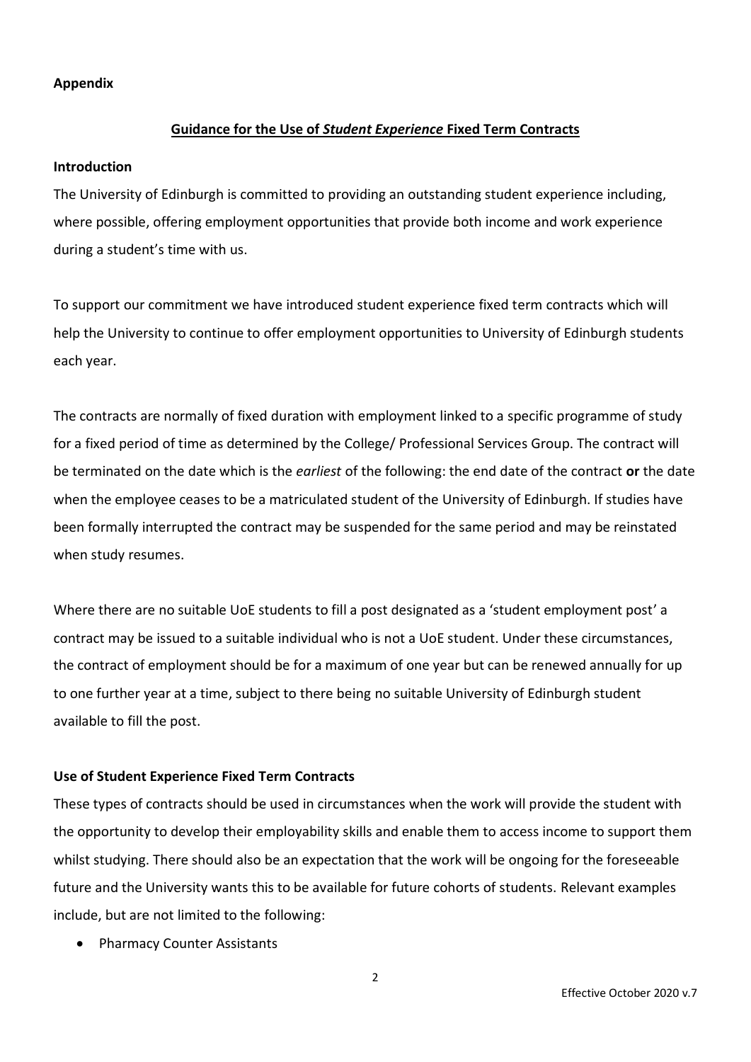**Appendix**

## Guidance for the Use of *Student Experience* Fixed Term Contracts

### Introduction

The University of Edinburgh is committed to providing an outstanding student experience including, where possible, offering employment opportunities that provide both income and work experience during a student's time with us.

To support our commitment we have introduced student experience fixed term contracts which will help the University to continue to offer employment opportunities to University of Edinburgh students each year.

The contracts are normally of fixed duration with employment linked to a specific programme of study for a fixed period of time as determined by the College/ Professional Services Group. The contract will be terminated on the date which is the *earliest* of the following: the end date of the contract **or** the date when the employee ceases to be a matriculated student of the University of Edinburgh. If studies have been formally interrupted the contract may be suspended for the same period and may be reinstated when study resumes.

Where there are no suitable UoE students to fill a post designated as a 'student employment post' a contract may be issued to a suitable individual who is not a UoE student. Under these circumstances, the contract of employment should be for a maximum of one year but can be renewed annually for up to one further year at a time, subject to there being no suitable University of Edinburgh student available to fill the post.

### Use of Student Experience Fixed Term Contracts

These types of contracts should be used in circumstances when the work will provide the student with the opportunity to develop their employability skills and enable them to access income to support them whilst studying. There should also be an expectation that the work will be ongoing for the foreseeable future and the University wants this to be available for future cohorts of students. Relevant examples include, but are not limited to the following:

- Pharmacy Counter Assistants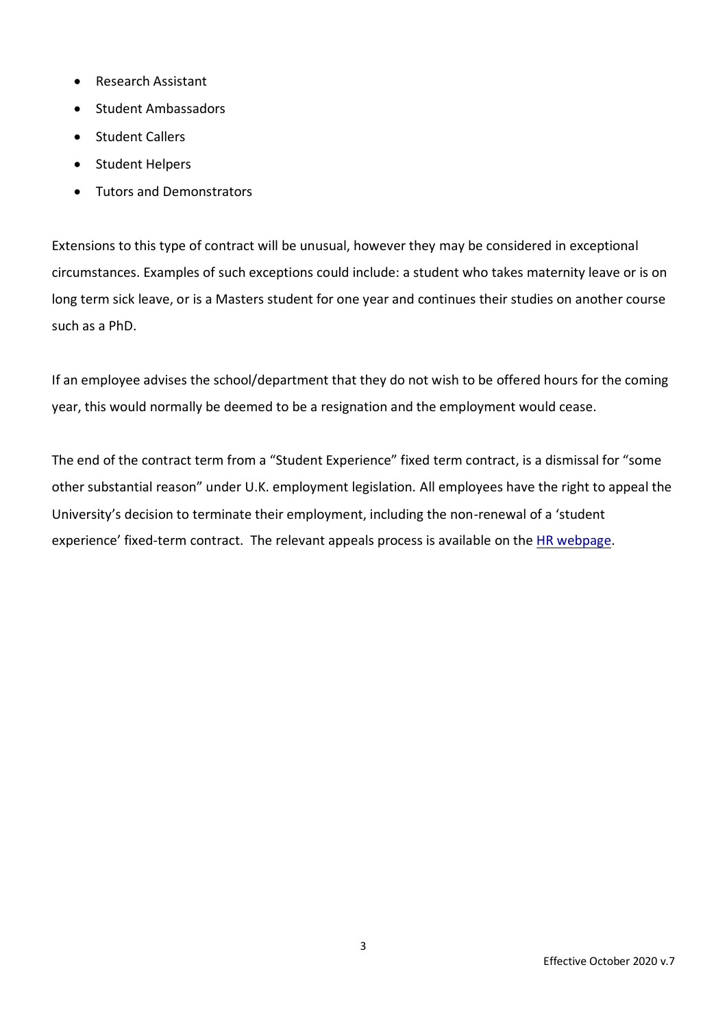- Research Assistant
- Student Ambassadors
- Student Callers
- Student Helpers
- Tutors and Demonstrators

Extensions to this type of contract will be unusual, however they may be considered in exceptional circumstances. Examples of such exceptions could include: a student who takes maternity leave or is on long term sick leave, or is a Masters student for one year and continues their studies on another course such as a PhD.

If an employee advises the school/department that they do not wish to be offered hours for the coming year, this would normally be deemed to be a resignation and the employment would cease.

The end of the contract term from a "Student Experience" fixed term contract, is a dismissal for "some other substantial reason" under U.K. employment legislation. All employees have the right to appeal the University's decision to terminate their employment, including the non-renewal of a 'student experience' fixed-term contract. The relevant appeals process is available on the HR webpage.

Effective October 2020 v.7